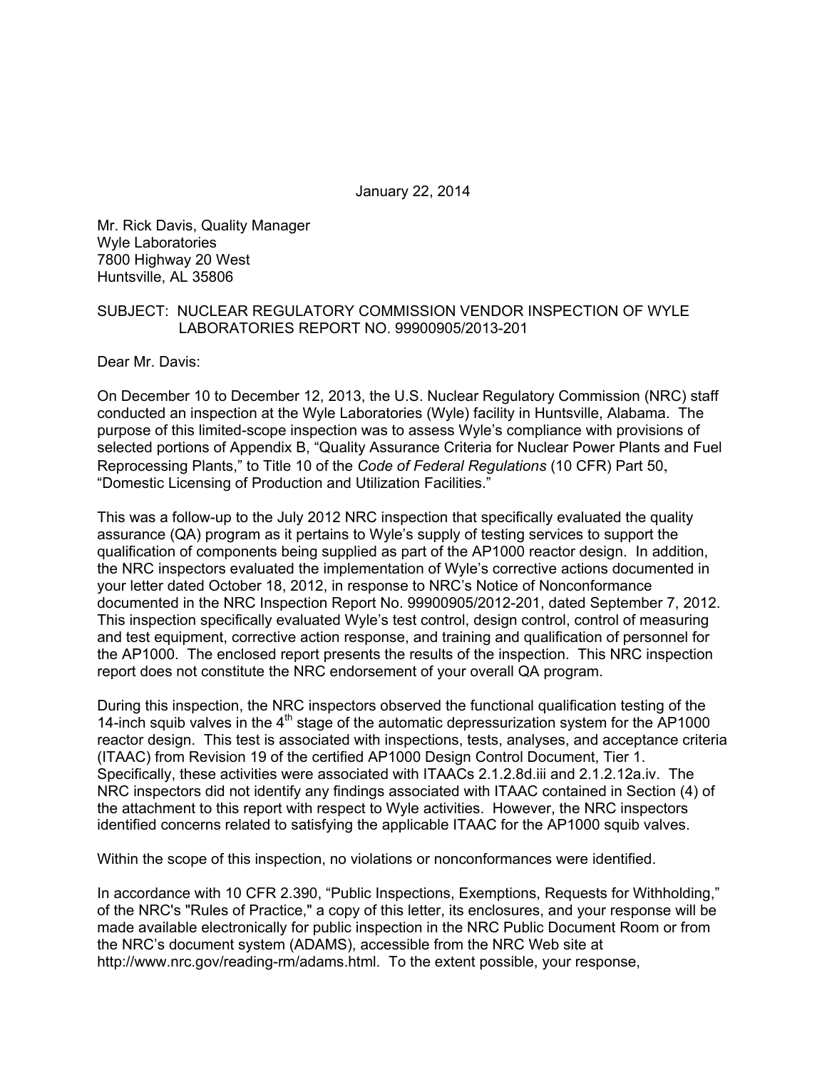January 22, 2014

Mr. Rick Davis, Quality Manager
Wyle Laboratories
7800 Highway 20 West
Huntsville, AL 35806

SUBJECT: NUCLEAR REGULATORY COMMISSION VENDOR INSPECTION OF WYLE LABORATORIES REPORT NO. 99900905/2013-201

Dear Mr. Davis:

On December 10 to December 12, 2013, the U.S. Nuclear Regulatory Commission (NRC) staff conducted an inspection at the Wyle Laboratories (Wyle) facility in Huntsville, Alabama. The purpose of this limited-scope inspection was to assess Wyle's compliance with provisions of selected portions of Appendix B, "Quality Assurance Criteria for Nuclear Power Plants and Fuel Reprocessing Plants," to Title 10 of the *Code of Federal Regulations* (10 CFR) Part 50, "Domestic Licensing of Production and Utilization Facilities."

This was a follow-up to the July 2012 NRC inspection that specifically evaluated the quality assurance (QA) program as it pertains to Wyle's supply of testing services to support the qualification of components being supplied as part of the AP1000 reactor design. In addition, the NRC inspectors evaluated the implementation of Wyle's corrective actions documented in your letter dated October 18, 2012, in response to NRC's Notice of Nonconformance documented in the NRC Inspection Report No. 99900905/2012-201, dated September 7, 2012. This inspection specifically evaluated Wyle's test control, design control, control of measuring and test equipment, corrective action response, and training and qualification of personnel for the AP1000. The enclosed report presents the results of the inspection. This NRC inspection report does not constitute the NRC endorsement of your overall QA program.

During this inspection, the NRC inspectors observed the functional qualification testing of the 14-inch squib valves in the 4th stage of the automatic depressurization system for the AP1000 reactor design. This test is associated with inspections, tests, analyses, and acceptance criteria (ITAAC) from Revision 19 of the certified AP1000 Design Control Document, Tier 1. Specifically, these activities were associated with ITAACs 2.1.2.8d.iii and 2.1.2.12a.iv. The NRC inspectors did not identify any findings associated with ITAAC contained in Section (4) of the attachment to this report with respect to Wyle activities. However, the NRC inspectors identified concerns related to satisfying the applicable ITAAC for the AP1000 squib valves.

Within the scope of this inspection, no violations or nonconformances were identified.

In accordance with 10 CFR 2.390, "Public Inspections, Exemptions, Requests for Withholding," of the NRC's "Rules of Practice," a copy of this letter, its enclosures, and your response will be made available electronically for public inspection in the NRC Public Document Room or from the NRC's document system (ADAMS), accessible from the NRC Web site at http://www.nrc.gov/reading-rm/adams.html. To the extent possible, your response,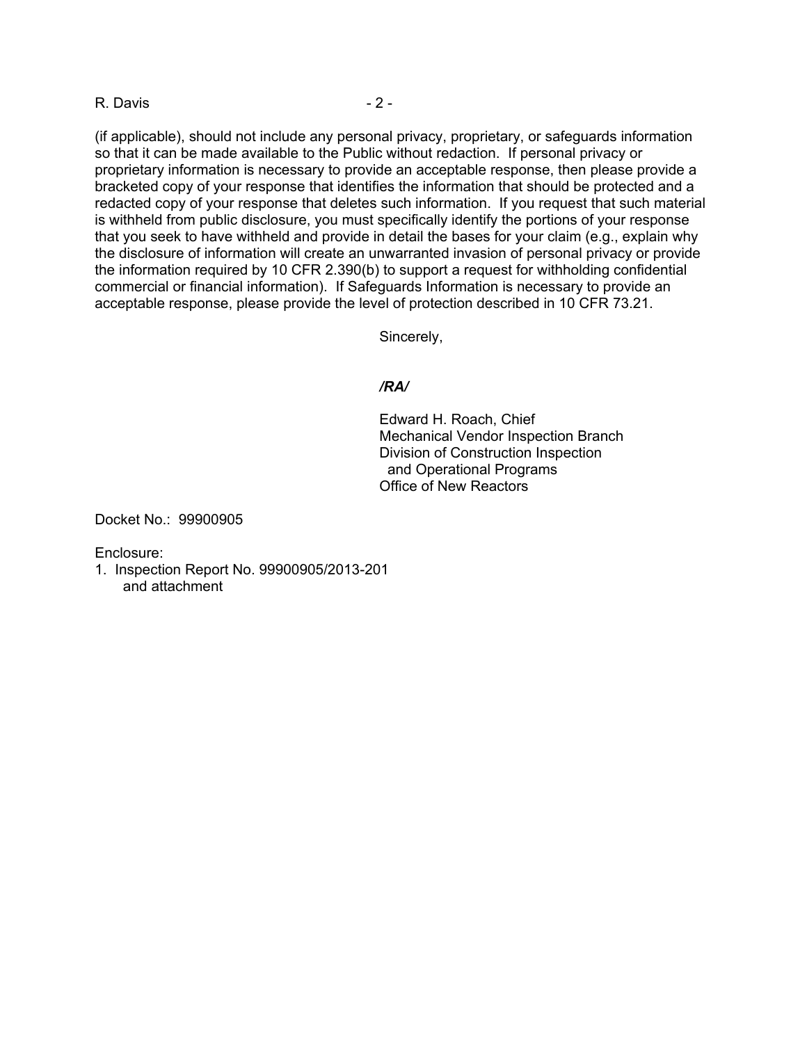(if applicable), should not include any personal privacy, proprietary, or safeguards information so that it can be made available to the Public without redaction. If personal privacy or proprietary information is necessary to provide an acceptable response, then please provide a bracketed copy of your response that identifies the information that should be protected and a redacted copy of your response that deletes such information. If you request that such material is withheld from public disclosure, you must specifically identify the portions of your response that you seek to have withheld and provide in detail the bases for your claim (e.g., explain why the disclosure of information will create an unwarranted invasion of personal privacy or provide the information required by 10 CFR 2.390(b) to support a request for withholding confidential commercial or financial information). If Safeguards Information is necessary to provide an acceptable response, please provide the level of protection described in 10 CFR 73.21.

Sincerely,

***/RA/***

Edward H. Roach, Chief
Mechanical Vendor Inspection Branch
Division of Construction Inspection
and Operational Programs
Office of New Reactors

Docket No.: 99900905

Enclosure:
1. Inspection Report No. 99900905/2013-201
   and attachment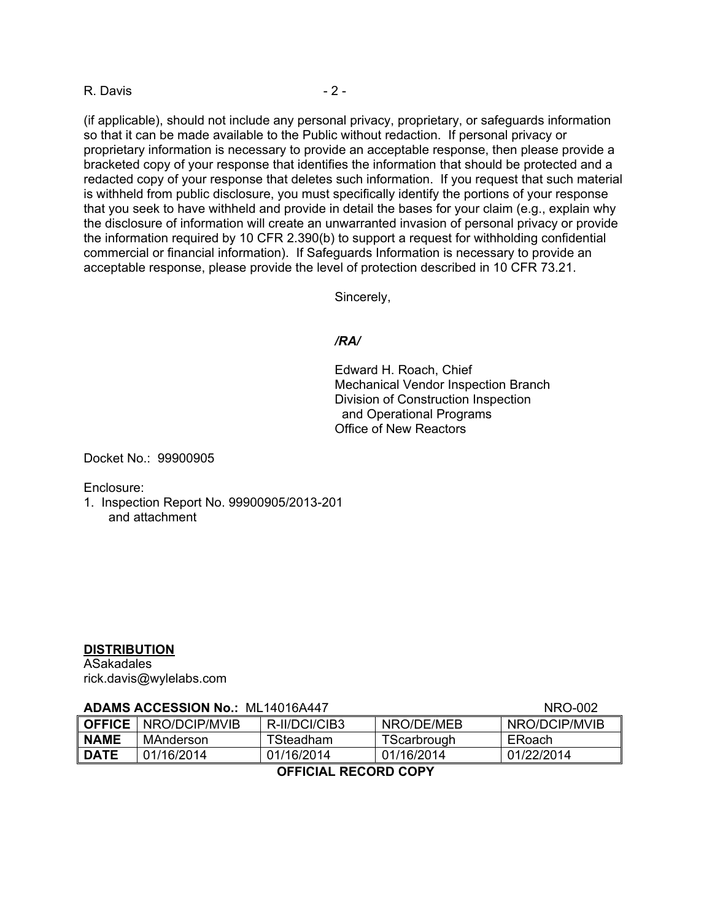(if applicable), should not include any personal privacy, proprietary, or safeguards information so that it can be made available to the Public without redaction. If personal privacy or proprietary information is necessary to provide an acceptable response, then please provide a bracketed copy of your response that identifies the information that should be protected and a redacted copy of your response that deletes such information. If you request that such material is withheld from public disclosure, you must specifically identify the portions of your response that you seek to have withheld and provide in detail the bases for your claim (e.g., explain why the disclosure of information will create an unwarranted invasion of personal privacy or provide the information required by 10 CFR 2.390(b) to support a request for withholding confidential commercial or financial information). If Safeguards Information is necessary to provide an acceptable response, please provide the level of protection described in 10 CFR 73.21.

Sincerely,

*/RA/*

Edward H. Roach, Chief
Mechanical Vendor Inspection Branch
Division of Construction Inspection
and Operational Programs
Office of New Reactors

Docket No.: 99900905

Enclosure:
1. Inspection Report No. 99900905/2013-201
and attachment

**DISTRIBUTION**
ASakadales
rick.davis@wylelabs.com

**ADAMS ACCESSION No.:** ML14016A447 NRO-002

| **OFFICE** | NRO/DCIP/MVIB | R-II/DCI/CIB3 | NRO/DE/MEB | NRO/DCIP/MVIB |
|---|---|---|---|---|
| **NAME** | MAnderson | TSteadham | TScarbrough | ERoach |
| **DATE** | 01/16/2014 | 01/16/2014 | 01/16/2014 | 01/22/2014 |

**OFFICIAL RECORD COPY**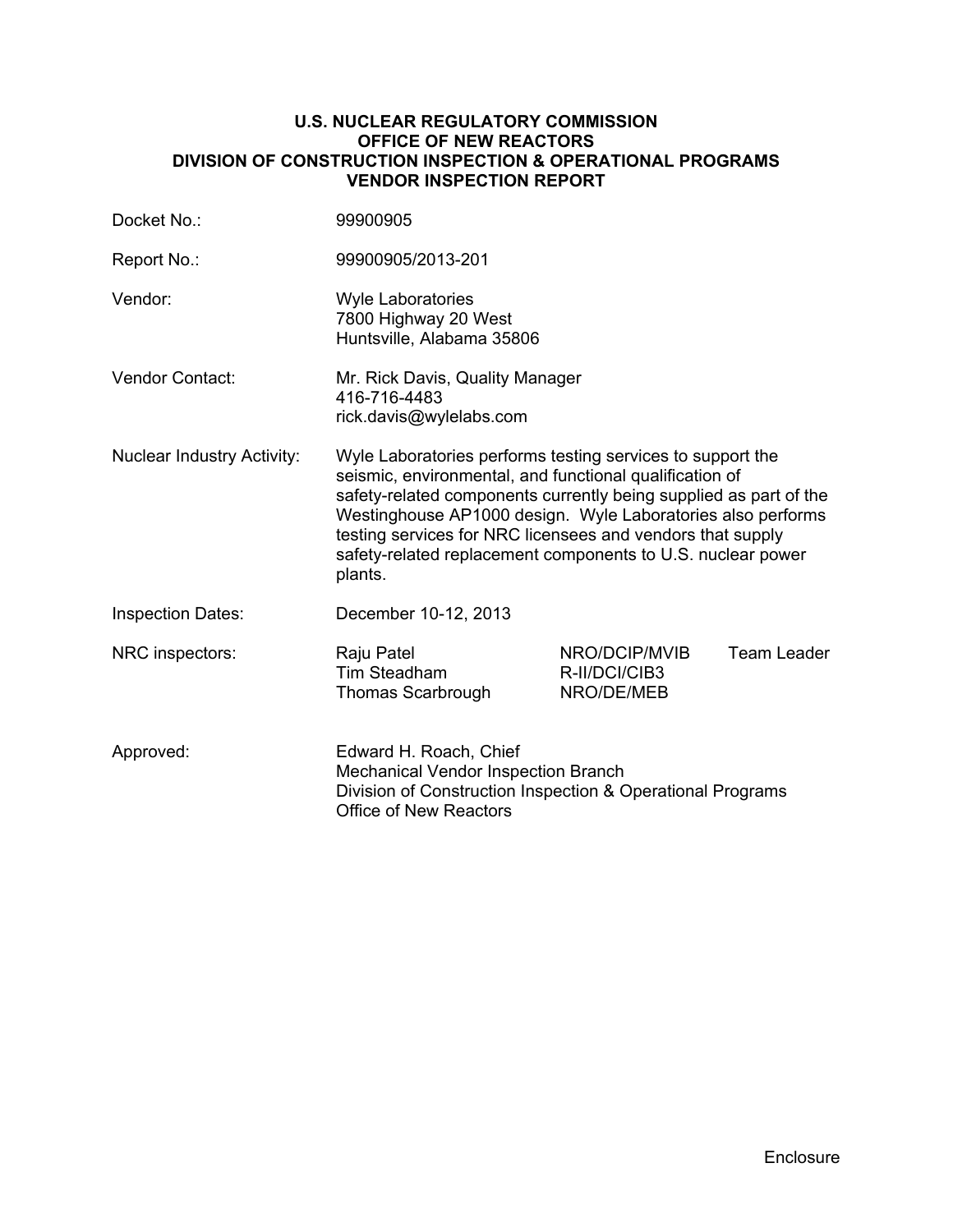**U.S. NUCLEAR REGULATORY COMMISSION**
**OFFICE OF NEW REACTORS**
**DIVISION OF CONSTRUCTION INSPECTION & OPERATIONAL PROGRAMS**
**VENDOR INSPECTION REPORT**

| | | | |
|---|---|---|---|
| Docket No.: | 99900905 | | |
| Report No.: | 99900905/2013-201 | | |
| Vendor: | Wyle Laboratories<br>7800 Highway 20 West<br>Huntsville, Alabama 35806 | | |
| Vendor Contact: | Mr. Rick Davis, Quality Manager<br>416-716-4483<br>rick.davis@wylelabs.com | | |
| Nuclear Industry Activity: | Wyle Laboratories performs testing services to support the seismic, environmental, and functional qualification of safety-related components currently being supplied as part of the Westinghouse AP1000 design. Wyle Laboratories also performs testing services for NRC licensees and vendors that supply safety-related replacement components to U.S. nuclear power plants. | | |
| Inspection Dates: | December 10-12, 2013 | | |
| NRC inspectors: | Raju Patel | NRO/DCIP/MVIB | Team Leader |
| | Tim Steadham | R-II/DCI/CIB3 | |
| | Thomas Scarbrough | NRO/DE/MEB | |
| Approved: | Edward H. Roach, Chief<br>Mechanical Vendor Inspection Branch<br>Division of Construction Inspection & Operational Programs<br>Office of New Reactors | | |

Enclosure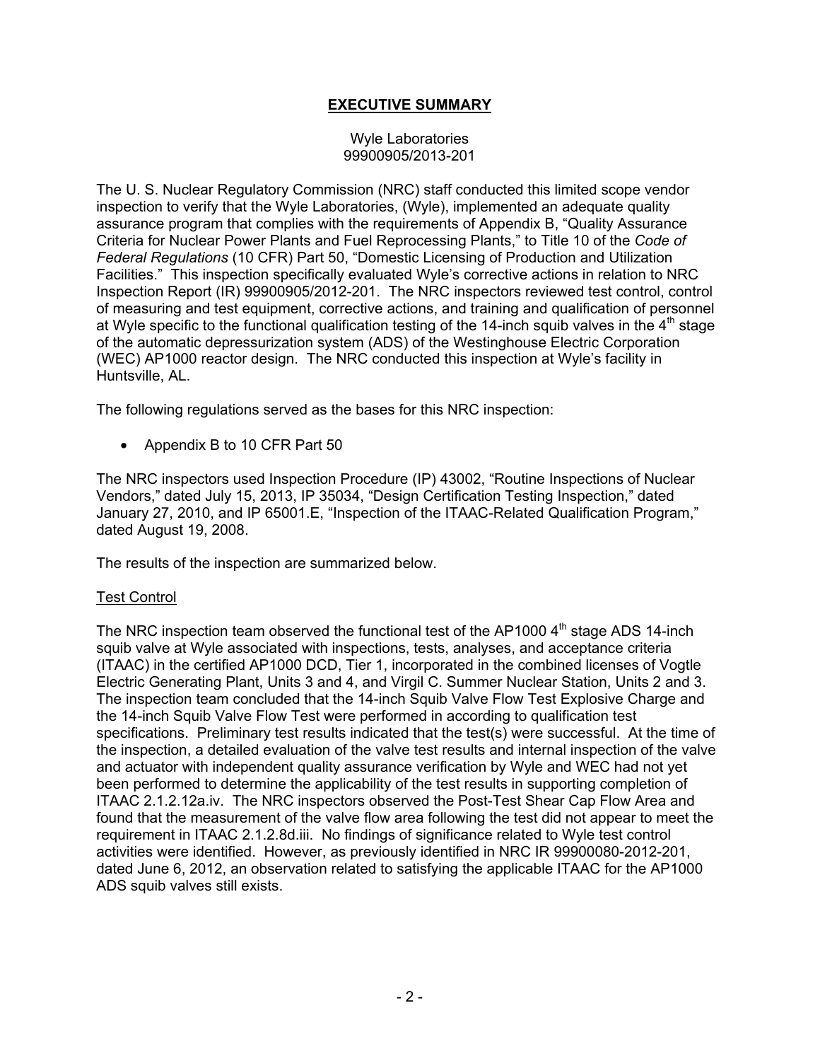## EXECUTIVE SUMMARY

Wyle Laboratories
99900905/2013-201

The U. S. Nuclear Regulatory Commission (NRC) staff conducted this limited scope vendor inspection to verify that the Wyle Laboratories, (Wyle), implemented an adequate quality assurance program that complies with the requirements of Appendix B, "Quality Assurance Criteria for Nuclear Power Plants and Fuel Reprocessing Plants," to Title 10 of the *Code of Federal Regulations* (10 CFR) Part 50, "Domestic Licensing of Production and Utilization Facilities." This inspection specifically evaluated Wyle's corrective actions in relation to NRC Inspection Report (IR) 99900905/2012-201. The NRC inspectors reviewed test control, control of measuring and test equipment, corrective actions, and training and qualification of personnel at Wyle specific to the functional qualification testing of the 14-inch squib valves in the 4th stage of the automatic depressurization system (ADS) of the Westinghouse Electric Corporation (WEC) AP1000 reactor design. The NRC conducted this inspection at Wyle's facility in Huntsville, AL.

The following regulations served as the bases for this NRC inspection:

- Appendix B to 10 CFR Part 50

The NRC inspectors used Inspection Procedure (IP) 43002, "Routine Inspections of Nuclear Vendors," dated July 15, 2013, IP 35034, "Design Certification Testing Inspection," dated January 27, 2010, and IP 65001.E, "Inspection of the ITAAC-Related Qualification Program," dated August 19, 2008.

The results of the inspection are summarized below.

Test Control

The NRC inspection team observed the functional test of the AP1000 4th stage ADS 14-inch squib valve at Wyle associated with inspections, tests, analyses, and acceptance criteria (ITAAC) in the certified AP1000 DCD, Tier 1, incorporated in the combined licenses of Vogtle Electric Generating Plant, Units 3 and 4, and Virgil C. Summer Nuclear Station, Units 2 and 3. The inspection team concluded that the 14-inch Squib Valve Flow Test Explosive Charge and the 14-inch Squib Valve Flow Test were performed in according to qualification test specifications. Preliminary test results indicated that the test(s) were successful. At the time of the inspection, a detailed evaluation of the valve test results and internal inspection of the valve and actuator with independent quality assurance verification by Wyle and WEC had not yet been performed to determine the applicability of the test results in supporting completion of ITAAC 2.1.2.12a.iv. The NRC inspectors observed the Post-Test Shear Cap Flow Area and found that the measurement of the valve flow area following the test did not appear to meet the requirement in ITAAC 2.1.2.8d.iii. No findings of significance related to Wyle test control activities were identified. However, as previously identified in NRC IR 99900080-2012-201, dated June 6, 2012, an observation related to satisfying the applicable ITAAC for the AP1000 ADS squib valves still exists.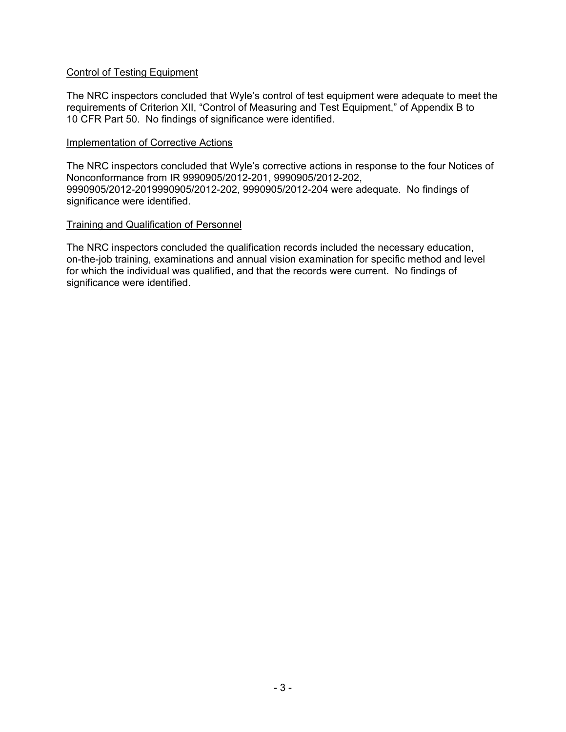Control of Testing Equipment

The NRC inspectors concluded that Wyle's control of test equipment were adequate to meet the requirements of Criterion XII, "Control of Measuring and Test Equipment," of Appendix B to 10 CFR Part 50. No findings of significance were identified.

Implementation of Corrective Actions

The NRC inspectors concluded that Wyle's corrective actions in response to the four Notices of Nonconformance from IR 9990905/2012-201, 9990905/2012-202, 9990905/2012-2019990905/2012-202, 9990905/2012-204 were adequate. No findings of significance were identified.

Training and Qualification of Personnel

The NRC inspectors concluded the qualification records included the necessary education, on-the-job training, examinations and annual vision examination for specific method and level for which the individual was qualified, and that the records were current. No findings of significance were identified.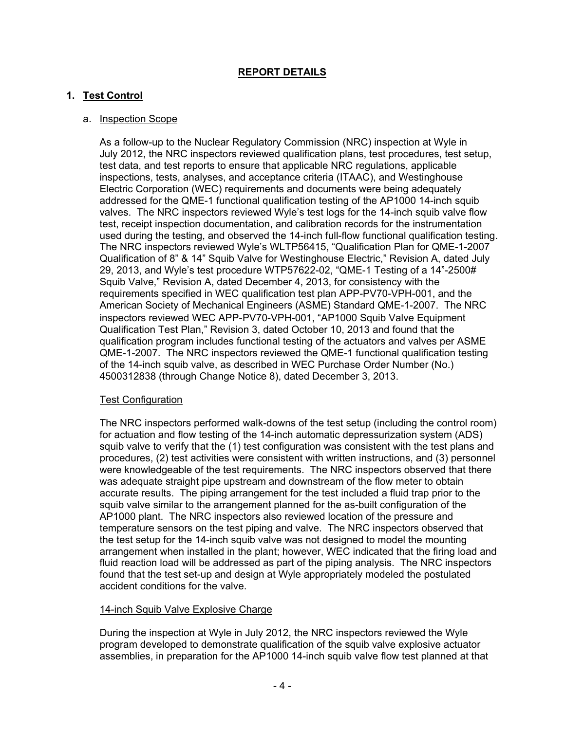## REPORT DETAILS

### 1. Test Control

a. Inspection Scope

As a follow-up to the Nuclear Regulatory Commission (NRC) inspection at Wyle in July 2012, the NRC inspectors reviewed qualification plans, test procedures, test setup, test data, and test reports to ensure that applicable NRC regulations, applicable inspections, tests, analyses, and acceptance criteria (ITAAC), and Westinghouse Electric Corporation (WEC) requirements and documents were being adequately addressed for the QME-1 functional qualification testing of the AP1000 14-inch squib valves. The NRC inspectors reviewed Wyle's test logs for the 14-inch squib valve flow test, receipt inspection documentation, and calibration records for the instrumentation used during the testing, and observed the 14-inch full-flow functional qualification testing. The NRC inspectors reviewed Wyle's WLTP56415, "Qualification Plan for QME-1-2007 Qualification of 8" & 14" Squib Valve for Westinghouse Electric," Revision A, dated July 29, 2013, and Wyle's test procedure WTP57622-02, "QME-1 Testing of a 14"-2500# Squib Valve," Revision A, dated December 4, 2013, for consistency with the requirements specified in WEC qualification test plan APP-PV70-VPH-001, and the American Society of Mechanical Engineers (ASME) Standard QME-1-2007. The NRC inspectors reviewed WEC APP-PV70-VPH-001, "AP1000 Squib Valve Equipment Qualification Test Plan," Revision 3, dated October 10, 2013 and found that the qualification program includes functional testing of the actuators and valves per ASME QME-1-2007. The NRC inspectors reviewed the QME-1 functional qualification testing of the 14-inch squib valve, as described in WEC Purchase Order Number (No.) 4500312838 (through Change Notice 8), dated December 3, 2013.

Test Configuration

The NRC inspectors performed walk-downs of the test setup (including the control room) for actuation and flow testing of the 14-inch automatic depressurization system (ADS) squib valve to verify that the (1) test configuration was consistent with the test plans and procedures, (2) test activities were consistent with written instructions, and (3) personnel were knowledgeable of the test requirements. The NRC inspectors observed that there was adequate straight pipe upstream and downstream of the flow meter to obtain accurate results. The piping arrangement for the test included a fluid trap prior to the squib valve similar to the arrangement planned for the as-built configuration of the AP1000 plant. The NRC inspectors also reviewed location of the pressure and temperature sensors on the test piping and valve. The NRC inspectors observed that the test setup for the 14-inch squib valve was not designed to model the mounting arrangement when installed in the plant; however, WEC indicated that the firing load and fluid reaction load will be addressed as part of the piping analysis. The NRC inspectors found that the test set-up and design at Wyle appropriately modeled the postulated accident conditions for the valve.

14-inch Squib Valve Explosive Charge

During the inspection at Wyle in July 2012, the NRC inspectors reviewed the Wyle program developed to demonstrate qualification of the squib valve explosive actuator assemblies, in preparation for the AP1000 14-inch squib valve flow test planned at that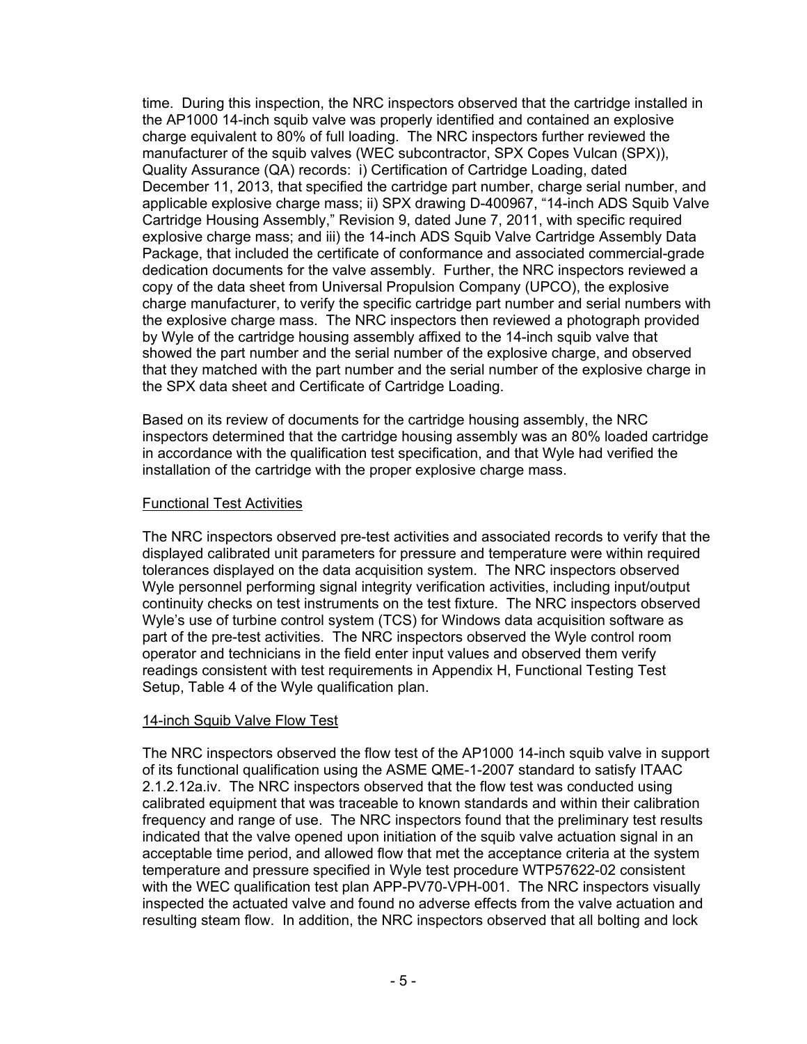time. During this inspection, the NRC inspectors observed that the cartridge installed in the AP1000 14-inch squib valve was properly identified and contained an explosive charge equivalent to 80% of full loading. The NRC inspectors further reviewed the manufacturer of the squib valves (WEC subcontractor, SPX Copes Vulcan (SPX)), Quality Assurance (QA) records: i) Certification of Cartridge Loading, dated December 11, 2013, that specified the cartridge part number, charge serial number, and applicable explosive charge mass; ii) SPX drawing D-400967, "14-inch ADS Squib Valve Cartridge Housing Assembly," Revision 9, dated June 7, 2011, with specific required explosive charge mass; and iii) the 14-inch ADS Squib Valve Cartridge Assembly Data Package, that included the certificate of conformance and associated commercial-grade dedication documents for the valve assembly. Further, the NRC inspectors reviewed a copy of the data sheet from Universal Propulsion Company (UPCO), the explosive charge manufacturer, to verify the specific cartridge part number and serial numbers with the explosive charge mass. The NRC inspectors then reviewed a photograph provided by Wyle of the cartridge housing assembly affixed to the 14-inch squib valve that showed the part number and the serial number of the explosive charge, and observed that they matched with the part number and the serial number of the explosive charge in the SPX data sheet and Certificate of Cartridge Loading.

Based on its review of documents for the cartridge housing assembly, the NRC inspectors determined that the cartridge housing assembly was an 80% loaded cartridge in accordance with the qualification test specification, and that Wyle had verified the installation of the cartridge with the proper explosive charge mass.

Functional Test Activities

The NRC inspectors observed pre-test activities and associated records to verify that the displayed calibrated unit parameters for pressure and temperature were within required tolerances displayed on the data acquisition system. The NRC inspectors observed Wyle personnel performing signal integrity verification activities, including input/output continuity checks on test instruments on the test fixture. The NRC inspectors observed Wyle's use of turbine control system (TCS) for Windows data acquisition software as part of the pre-test activities. The NRC inspectors observed the Wyle control room operator and technicians in the field enter input values and observed them verify readings consistent with test requirements in Appendix H, Functional Testing Test Setup, Table 4 of the Wyle qualification plan.

14-inch Squib Valve Flow Test

The NRC inspectors observed the flow test of the AP1000 14-inch squib valve in support of its functional qualification using the ASME QME-1-2007 standard to satisfy ITAAC 2.1.2.12a.iv. The NRC inspectors observed that the flow test was conducted using calibrated equipment that was traceable to known standards and within their calibration frequency and range of use. The NRC inspectors found that the preliminary test results indicated that the valve opened upon initiation of the squib valve actuation signal in an acceptable time period, and allowed flow that met the acceptance criteria at the system temperature and pressure specified in Wyle test procedure WTP57622-02 consistent with the WEC qualification test plan APP-PV70-VPH-001. The NRC inspectors visually inspected the actuated valve and found no adverse effects from the valve actuation and resulting steam flow. In addition, the NRC inspectors observed that all bolting and lock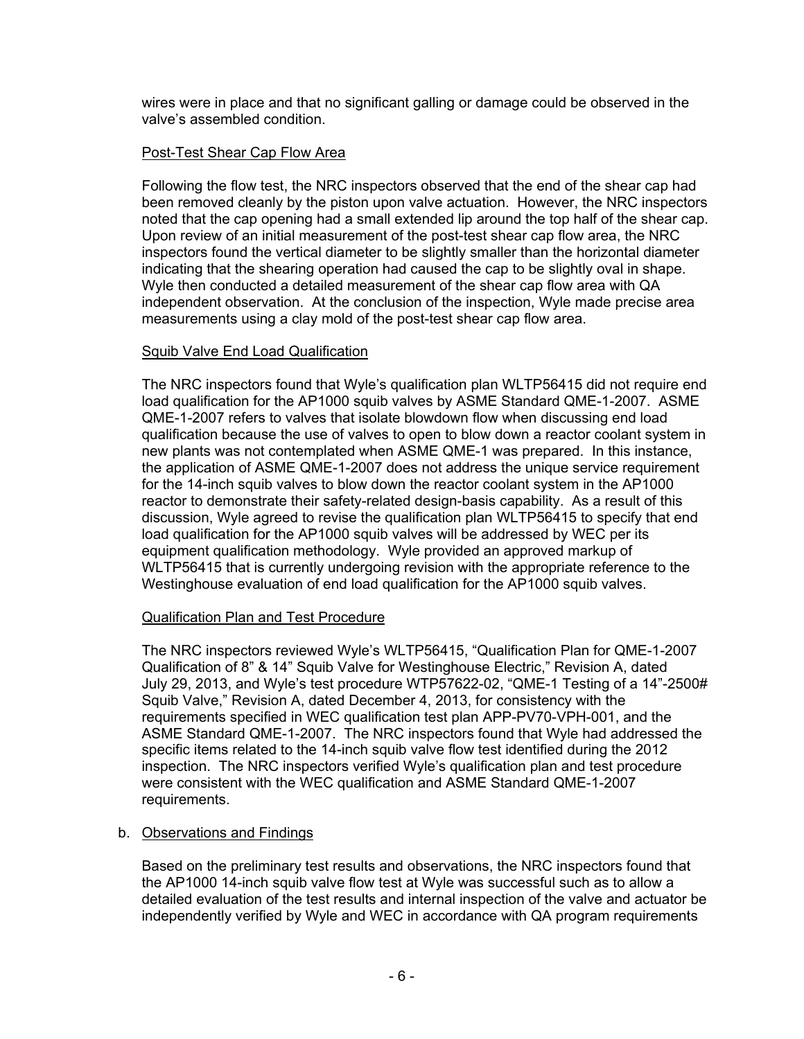wires were in place and that no significant galling or damage could be observed in the valve's assembled condition.

Post-Test Shear Cap Flow Area

Following the flow test, the NRC inspectors observed that the end of the shear cap had been removed cleanly by the piston upon valve actuation. However, the NRC inspectors noted that the cap opening had a small extended lip around the top half of the shear cap. Upon review of an initial measurement of the post-test shear cap flow area, the NRC inspectors found the vertical diameter to be slightly smaller than the horizontal diameter indicating that the shearing operation had caused the cap to be slightly oval in shape. Wyle then conducted a detailed measurement of the shear cap flow area with QA independent observation. At the conclusion of the inspection, Wyle made precise area measurements using a clay mold of the post-test shear cap flow area.

Squib Valve End Load Qualification

The NRC inspectors found that Wyle's qualification plan WLTP56415 did not require end load qualification for the AP1000 squib valves by ASME Standard QME-1-2007. ASME QME-1-2007 refers to valves that isolate blowdown flow when discussing end load qualification because the use of valves to open to blow down a reactor coolant system in new plants was not contemplated when ASME QME-1 was prepared. In this instance, the application of ASME QME-1-2007 does not address the unique service requirement for the 14-inch squib valves to blow down the reactor coolant system in the AP1000 reactor to demonstrate their safety-related design-basis capability. As a result of this discussion, Wyle agreed to revise the qualification plan WLTP56415 to specify that end load qualification for the AP1000 squib valves will be addressed by WEC per its equipment qualification methodology. Wyle provided an approved markup of WLTP56415 that is currently undergoing revision with the appropriate reference to the Westinghouse evaluation of end load qualification for the AP1000 squib valves.

Qualification Plan and Test Procedure

The NRC inspectors reviewed Wyle's WLTP56415, "Qualification Plan for QME-1-2007 Qualification of 8" & 14" Squib Valve for Westinghouse Electric," Revision A, dated July 29, 2013, and Wyle's test procedure WTP57622-02, "QME-1 Testing of a 14"-2500# Squib Valve," Revision A, dated December 4, 2013, for consistency with the requirements specified in WEC qualification test plan APP-PV70-VPH-001, and the ASME Standard QME-1-2007. The NRC inspectors found that Wyle had addressed the specific items related to the 14-inch squib valve flow test identified during the 2012 inspection. The NRC inspectors verified Wyle's qualification plan and test procedure were consistent with the WEC qualification and ASME Standard QME-1-2007 requirements.

b. Observations and Findings

Based on the preliminary test results and observations, the NRC inspectors found that the AP1000 14-inch squib valve flow test at Wyle was successful such as to allow a detailed evaluation of the test results and internal inspection of the valve and actuator be independently verified by Wyle and WEC in accordance with QA program requirements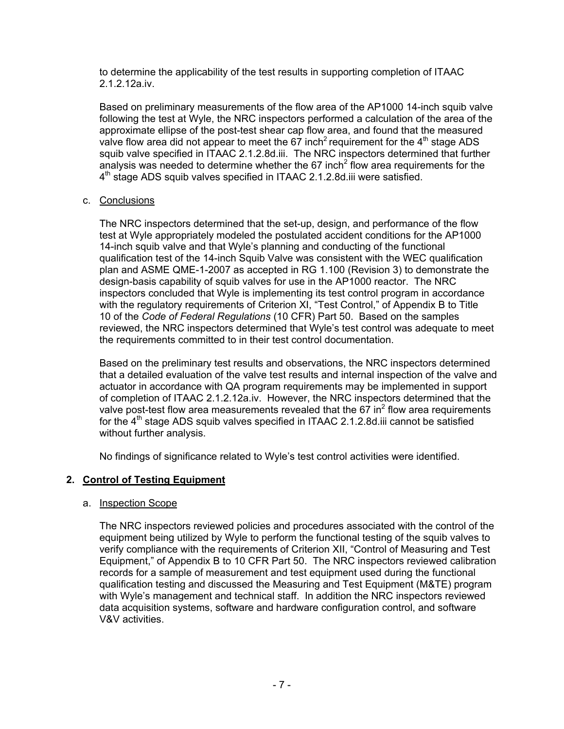to determine the applicability of the test results in supporting completion of ITAAC 2.1.2.12a.iv.

Based on preliminary measurements of the flow area of the AP1000 14-inch squib valve following the test at Wyle, the NRC inspectors performed a calculation of the area of the approximate ellipse of the post-test shear cap flow area, and found that the measured valve flow area did not appear to meet the 67 $inch^2$ requirement for the $4^{th}$ stage ADS squib valve specified in ITAAC 2.1.2.8d.iii. The NRC inspectors determined that further analysis was needed to determine whether the 67 $inch^2$ flow area requirements for the $4^{th}$ stage ADS squib valves specified in ITAAC 2.1.2.8d.iii were satisfied.

c. Conclusions

The NRC inspectors determined that the set-up, design, and performance of the flow test at Wyle appropriately modeled the postulated accident conditions for the AP1000 14-inch squib valve and that Wyle's planning and conducting of the functional qualification test of the 14-inch Squib Valve was consistent with the WEC qualification plan and ASME QME-1-2007 as accepted in RG 1.100 (Revision 3) to demonstrate the design-basis capability of squib valves for use in the AP1000 reactor. The NRC inspectors concluded that Wyle is implementing its test control program in accordance with the regulatory requirements of Criterion XI, "Test Control," of Appendix B to Title 10 of the *Code of Federal Regulations* (10 CFR) Part 50. Based on the samples reviewed, the NRC inspectors determined that Wyle's test control was adequate to meet the requirements committed to in their test control documentation.

Based on the preliminary test results and observations, the NRC inspectors determined that a detailed evaluation of the valve test results and internal inspection of the valve and actuator in accordance with QA program requirements may be implemented in support of completion of ITAAC 2.1.2.12a.iv. However, the NRC inspectors determined that the valve post-test flow area measurements revealed that the 67 $in^2$ flow area requirements for the $4^{th}$ stage ADS squib valves specified in ITAAC 2.1.2.8d.iii cannot be satisfied without further analysis.

No findings of significance related to Wyle's test control activities were identified.

## 2. Control of Testing Equipment

a. Inspection Scope

The NRC inspectors reviewed policies and procedures associated with the control of the equipment being utilized by Wyle to perform the functional testing of the squib valves to verify compliance with the requirements of Criterion XII, "Control of Measuring and Test Equipment," of Appendix B to 10 CFR Part 50. The NRC inspectors reviewed calibration records for a sample of measurement and test equipment used during the functional qualification testing and discussed the Measuring and Test Equipment (M&TE) program with Wyle's management and technical staff. In addition the NRC inspectors reviewed data acquisition systems, software and hardware configuration control, and software V&V activities.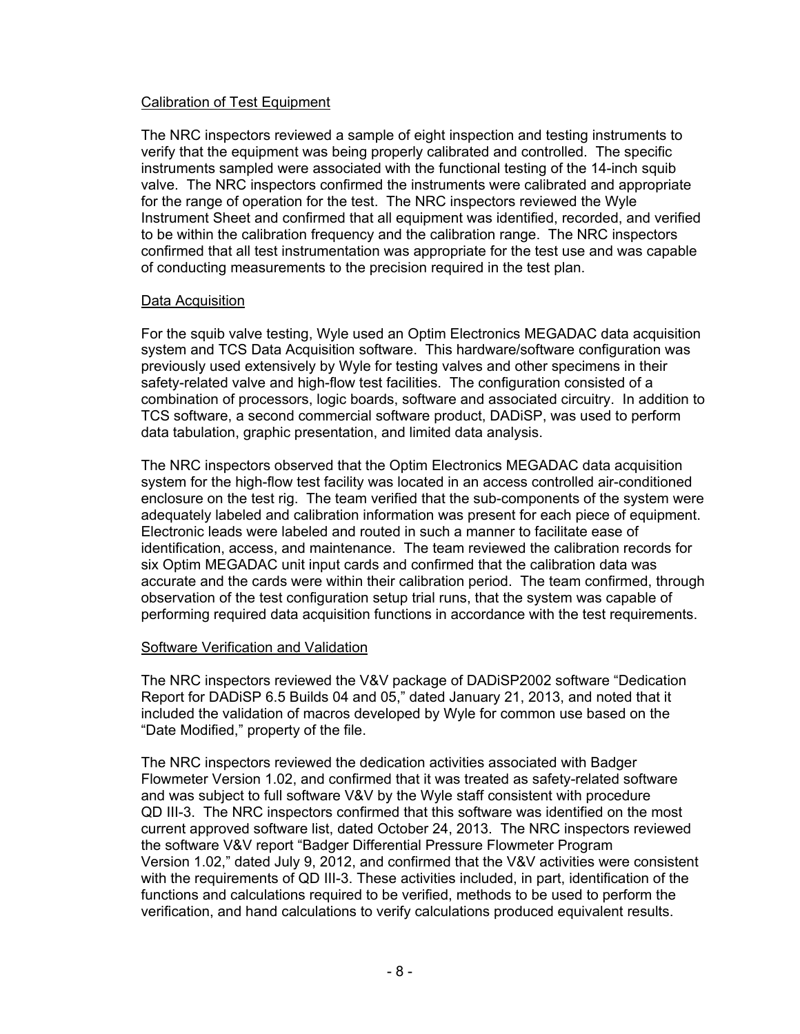Calibration of Test Equipment

The NRC inspectors reviewed a sample of eight inspection and testing instruments to verify that the equipment was being properly calibrated and controlled. The specific instruments sampled were associated with the functional testing of the 14-inch squib valve. The NRC inspectors confirmed the instruments were calibrated and appropriate for the range of operation for the test. The NRC inspectors reviewed the Wyle Instrument Sheet and confirmed that all equipment was identified, recorded, and verified to be within the calibration frequency and the calibration range. The NRC inspectors confirmed that all test instrumentation was appropriate for the test use and was capable of conducting measurements to the precision required in the test plan.

Data Acquisition

For the squib valve testing, Wyle used an Optim Electronics MEGADAC data acquisition system and TCS Data Acquisition software. This hardware/software configuration was previously used extensively by Wyle for testing valves and other specimens in their safety-related valve and high-flow test facilities. The configuration consisted of a combination of processors, logic boards, software and associated circuitry. In addition to TCS software, a second commercial software product, DADiSP, was used to perform data tabulation, graphic presentation, and limited data analysis.

The NRC inspectors observed that the Optim Electronics MEGADAC data acquisition system for the high-flow test facility was located in an access controlled air-conditioned enclosure on the test rig. The team verified that the sub-components of the system were adequately labeled and calibration information was present for each piece of equipment. Electronic leads were labeled and routed in such a manner to facilitate ease of identification, access, and maintenance. The team reviewed the calibration records for six Optim MEGADAC unit input cards and confirmed that the calibration data was accurate and the cards were within their calibration period. The team confirmed, through observation of the test configuration setup trial runs, that the system was capable of performing required data acquisition functions in accordance with the test requirements.

Software Verification and Validation

The NRC inspectors reviewed the V&V package of DADiSP2002 software "Dedication Report for DADiSP 6.5 Builds 04 and 05," dated January 21, 2013, and noted that it included the validation of macros developed by Wyle for common use based on the "Date Modified," property of the file.

The NRC inspectors reviewed the dedication activities associated with Badger Flowmeter Version 1.02, and confirmed that it was treated as safety-related software and was subject to full software V&V by the Wyle staff consistent with procedure QD III-3. The NRC inspectors confirmed that this software was identified on the most current approved software list, dated October 24, 2013. The NRC inspectors reviewed the software V&V report "Badger Differential Pressure Flowmeter Program Version 1.02," dated July 9, 2012, and confirmed that the V&V activities were consistent with the requirements of QD III-3. These activities included, in part, identification of the functions and calculations required to be verified, methods to be used to perform the verification, and hand calculations to verify calculations produced equivalent results.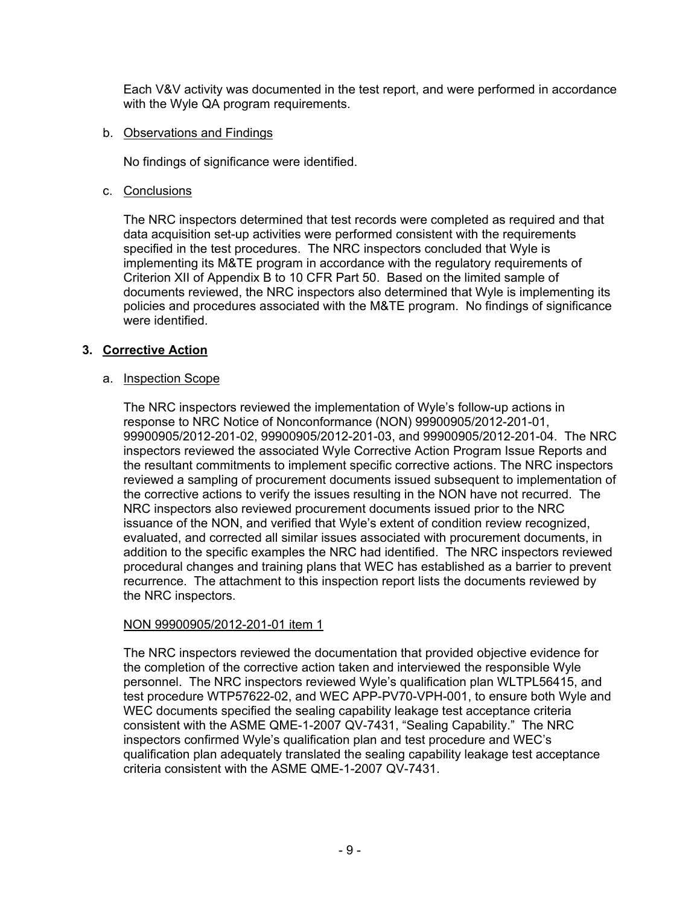Each V&V activity was documented in the test report, and were performed in accordance with the Wyle QA program requirements.

b. Observations and Findings

No findings of significance were identified.

c. Conclusions

The NRC inspectors determined that test records were completed as required and that data acquisition set-up activities were performed consistent with the requirements specified in the test procedures. The NRC inspectors concluded that Wyle is implementing its M&TE program in accordance with the regulatory requirements of Criterion XII of Appendix B to 10 CFR Part 50. Based on the limited sample of documents reviewed, the NRC inspectors also determined that Wyle is implementing its policies and procedures associated with the M&TE program. No findings of significance were identified.

## 3. Corrective Action

a. Inspection Scope

The NRC inspectors reviewed the implementation of Wyle's follow-up actions in response to NRC Notice of Nonconformance (NON) 99900905/2012-201-01, 99900905/2012-201-02, 99900905/2012-201-03, and 99900905/2012-201-04. The NRC inspectors reviewed the associated Wyle Corrective Action Program Issue Reports and the resultant commitments to implement specific corrective actions. The NRC inspectors reviewed a sampling of procurement documents issued subsequent to implementation of the corrective actions to verify the issues resulting in the NON have not recurred. The NRC inspectors also reviewed procurement documents issued prior to the NRC issuance of the NON, and verified that Wyle's extent of condition review recognized, evaluated, and corrected all similar issues associated with procurement documents, in addition to the specific examples the NRC had identified. The NRC inspectors reviewed procedural changes and training plans that WEC has established as a barrier to prevent recurrence. The attachment to this inspection report lists the documents reviewed by the NRC inspectors.

NON 99900905/2012-201-01 item 1

The NRC inspectors reviewed the documentation that provided objective evidence for the completion of the corrective action taken and interviewed the responsible Wyle personnel. The NRC inspectors reviewed Wyle's qualification plan WLTPL56415, and test procedure WTP57622-02, and WEC APP-PV70-VPH-001, to ensure both Wyle and WEC documents specified the sealing capability leakage test acceptance criteria consistent with the ASME QME-1-2007 QV-7431, "Sealing Capability." The NRC inspectors confirmed Wyle's qualification plan and test procedure and WEC's qualification plan adequately translated the sealing capability leakage test acceptance criteria consistent with the ASME QME-1-2007 QV-7431.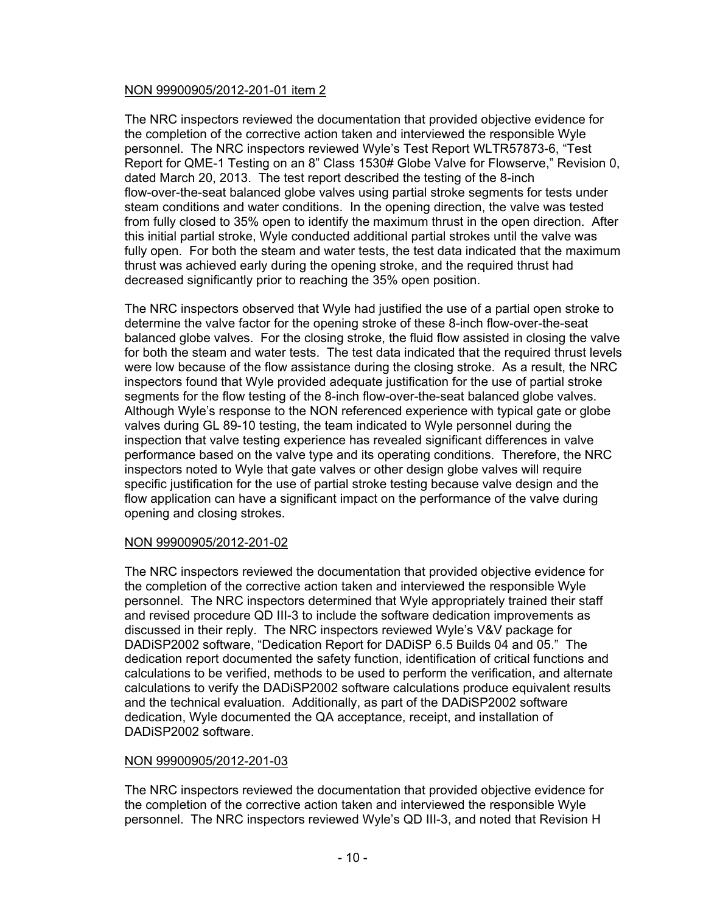NON 99900905/2012-201-01 item 2

The NRC inspectors reviewed the documentation that provided objective evidence for the completion of the corrective action taken and interviewed the responsible Wyle personnel. The NRC inspectors reviewed Wyle's Test Report WLTR57873-6, "Test Report for QME-1 Testing on an 8" Class 1530# Globe Valve for Flowserve," Revision 0, dated March 20, 2013. The test report described the testing of the 8-inch flow-over-the-seat balanced globe valves using partial stroke segments for tests under steam conditions and water conditions. In the opening direction, the valve was tested from fully closed to 35% open to identify the maximum thrust in the open direction. After this initial partial stroke, Wyle conducted additional partial strokes until the valve was fully open. For both the steam and water tests, the test data indicated that the maximum thrust was achieved early during the opening stroke, and the required thrust had decreased significantly prior to reaching the 35% open position.

The NRC inspectors observed that Wyle had justified the use of a partial open stroke to determine the valve factor for the opening stroke of these 8-inch flow-over-the-seat balanced globe valves. For the closing stroke, the fluid flow assisted in closing the valve for both the steam and water tests. The test data indicated that the required thrust levels were low because of the flow assistance during the closing stroke. As a result, the NRC inspectors found that Wyle provided adequate justification for the use of partial stroke segments for the flow testing of the 8-inch flow-over-the-seat balanced globe valves. Although Wyle's response to the NON referenced experience with typical gate or globe valves during GL 89-10 testing, the team indicated to Wyle personnel during the inspection that valve testing experience has revealed significant differences in valve performance based on the valve type and its operating conditions. Therefore, the NRC inspectors noted to Wyle that gate valves or other design globe valves will require specific justification for the use of partial stroke testing because valve design and the flow application can have a significant impact on the performance of the valve during opening and closing strokes.

NON 99900905/2012-201-02

The NRC inspectors reviewed the documentation that provided objective evidence for the completion of the corrective action taken and interviewed the responsible Wyle personnel. The NRC inspectors determined that Wyle appropriately trained their staff and revised procedure QD III-3 to include the software dedication improvements as discussed in their reply. The NRC inspectors reviewed Wyle's V&V package for DADiSP2002 software, "Dedication Report for DADiSP 6.5 Builds 04 and 05." The dedication report documented the safety function, identification of critical functions and calculations to be verified, methods to be used to perform the verification, and alternate calculations to verify the DADiSP2002 software calculations produce equivalent results and the technical evaluation. Additionally, as part of the DADiSP2002 software dedication, Wyle documented the QA acceptance, receipt, and installation of DADiSP2002 software.

NON 99900905/2012-201-03

The NRC inspectors reviewed the documentation that provided objective evidence for the completion of the corrective action taken and interviewed the responsible Wyle personnel. The NRC inspectors reviewed Wyle's QD III-3, and noted that Revision H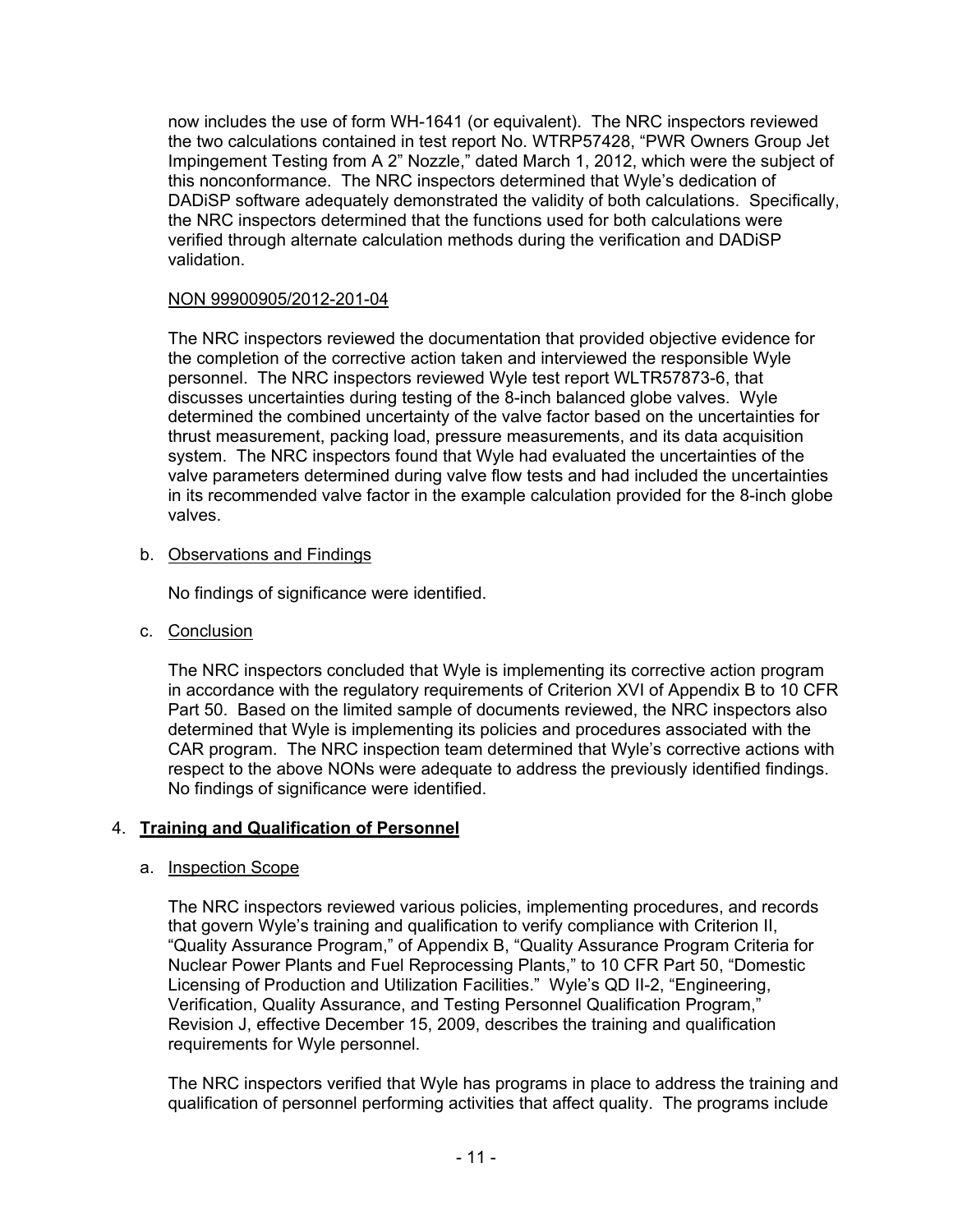now includes the use of form WH-1641 (or equivalent). The NRC inspectors reviewed the two calculations contained in test report No. WTRP57428, "PWR Owners Group Jet Impingement Testing from A 2" Nozzle," dated March 1, 2012, which were the subject of this nonconformance. The NRC inspectors determined that Wyle's dedication of DADiSP software adequately demonstrated the validity of both calculations. Specifically, the NRC inspectors determined that the functions used for both calculations were verified through alternate calculation methods during the verification and DADiSP validation.

NON 99900905/2012-201-04

The NRC inspectors reviewed the documentation that provided objective evidence for the completion of the corrective action taken and interviewed the responsible Wyle personnel. The NRC inspectors reviewed Wyle test report WLTR57873-6, that discusses uncertainties during testing of the 8-inch balanced globe valves. Wyle determined the combined uncertainty of the valve factor based on the uncertainties for thrust measurement, packing load, pressure measurements, and its data acquisition system. The NRC inspectors found that Wyle had evaluated the uncertainties of the valve parameters determined during valve flow tests and had included the uncertainties in its recommended valve factor in the example calculation provided for the 8-inch globe valves.

b. Observations and Findings

No findings of significance were identified.

c. Conclusion

The NRC inspectors concluded that Wyle is implementing its corrective action program in accordance with the regulatory requirements of Criterion XVI of Appendix B to 10 CFR Part 50. Based on the limited sample of documents reviewed, the NRC inspectors also determined that Wyle is implementing its policies and procedures associated with the CAR program. The NRC inspection team determined that Wyle's corrective actions with respect to the above NONs were adequate to address the previously identified findings. No findings of significance were identified.

## 4. **Training and Qualification of Personnel**

a. Inspection Scope

The NRC inspectors reviewed various policies, implementing procedures, and records that govern Wyle's training and qualification to verify compliance with Criterion II, "Quality Assurance Program," of Appendix B, "Quality Assurance Program Criteria for Nuclear Power Plants and Fuel Reprocessing Plants," to 10 CFR Part 50, "Domestic Licensing of Production and Utilization Facilities." Wyle's QD II-2, "Engineering, Verification, Quality Assurance, and Testing Personnel Qualification Program," Revision J, effective December 15, 2009, describes the training and qualification requirements for Wyle personnel.

The NRC inspectors verified that Wyle has programs in place to address the training and qualification of personnel performing activities that affect quality. The programs include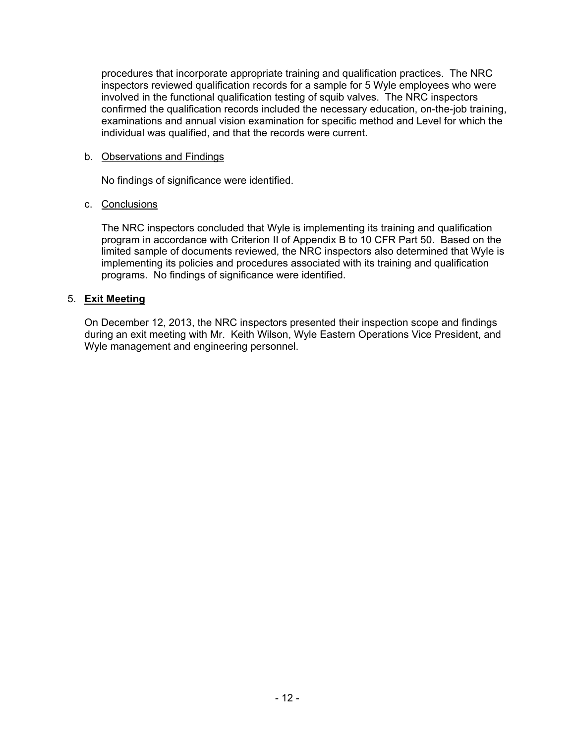procedures that incorporate appropriate training and qualification practices. The NRC inspectors reviewed qualification records for a sample for 5 Wyle employees who were involved in the functional qualification testing of squib valves. The NRC inspectors confirmed the qualification records included the necessary education, on-the-job training, examinations and annual vision examination for specific method and Level for which the individual was qualified, and that the records were current.

b. Observations and Findings

No findings of significance were identified.

c. Conclusions

The NRC inspectors concluded that Wyle is implementing its training and qualification program in accordance with Criterion II of Appendix B to 10 CFR Part 50. Based on the limited sample of documents reviewed, the NRC inspectors also determined that Wyle is implementing its policies and procedures associated with its training and qualification programs. No findings of significance were identified.

## 5. **Exit Meeting**

On December 12, 2013, the NRC inspectors presented their inspection scope and findings during an exit meeting with Mr. Keith Wilson, Wyle Eastern Operations Vice President, and Wyle management and engineering personnel.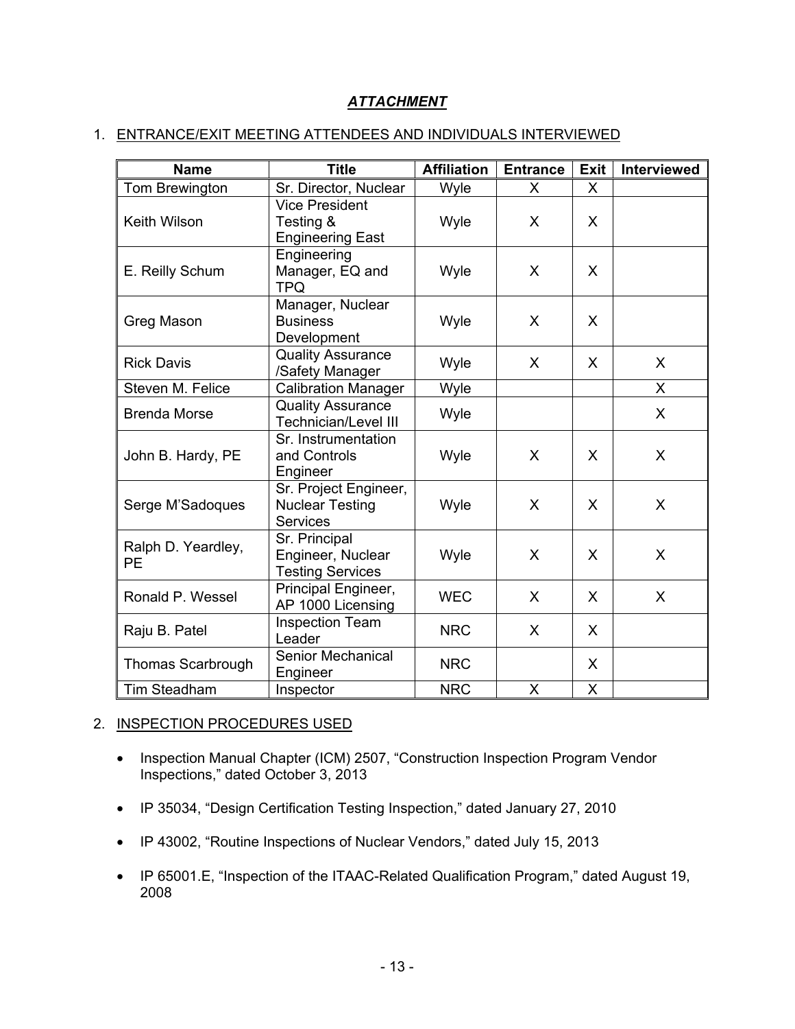## *ATTACHMENT*

1. ENTRANCE/EXIT MEETING ATTENDEES AND INDIVIDUALS INTERVIEWED

| Name | Title | Affiliation | Entrance | Exit | Interviewed |
|---|---|---|---|---|---|
| Tom Brewington | Sr. Director, Nuclear | Wyle | X | X | |
| Keith Wilson | Vice President Testing & Engineering East | Wyle | X | X | |
| E. Reilly Schum | Engineering Manager, EQ and TPQ | Wyle | X | X | |
| Greg Mason | Manager, Nuclear Business Development | Wyle | X | X | |
| Rick Davis | Quality Assurance /Safety Manager | Wyle | X | X | X |
| Steven M. Felice | Calibration Manager | Wyle | | | X |
| Brenda Morse | Quality Assurance Technician/Level III | Wyle | | | X |
| John B. Hardy, PE | Sr. Instrumentation and Controls Engineer | Wyle | X | X | X |
| Serge M'Sadoques | Sr. Project Engineer, Nuclear Testing Services | Wyle | X | X | X |
| Ralph D. Yeardley, PE | Sr. Principal Engineer, Nuclear Testing Services | Wyle | X | X | X |
| Ronald P. Wessel | Principal Engineer, AP 1000 Licensing | WEC | X | X | X |
| Raju B. Patel | Inspection Team Leader | NRC | X | X | |
| Thomas Scarbrough | Senior Mechanical Engineer | NRC | | X | |
| Tim Steadham | Inspector | NRC | X | X | |

2. INSPECTION PROCEDURES USED

- Inspection Manual Chapter (ICM) 2507, "Construction Inspection Program Vendor Inspections," dated October 3, 2013
- IP 35034, "Design Certification Testing Inspection," dated January 27, 2010
- IP 43002, "Routine Inspections of Nuclear Vendors," dated July 15, 2013
- IP 65001.E, "Inspection of the ITAAC-Related Qualification Program," dated August 19, 2008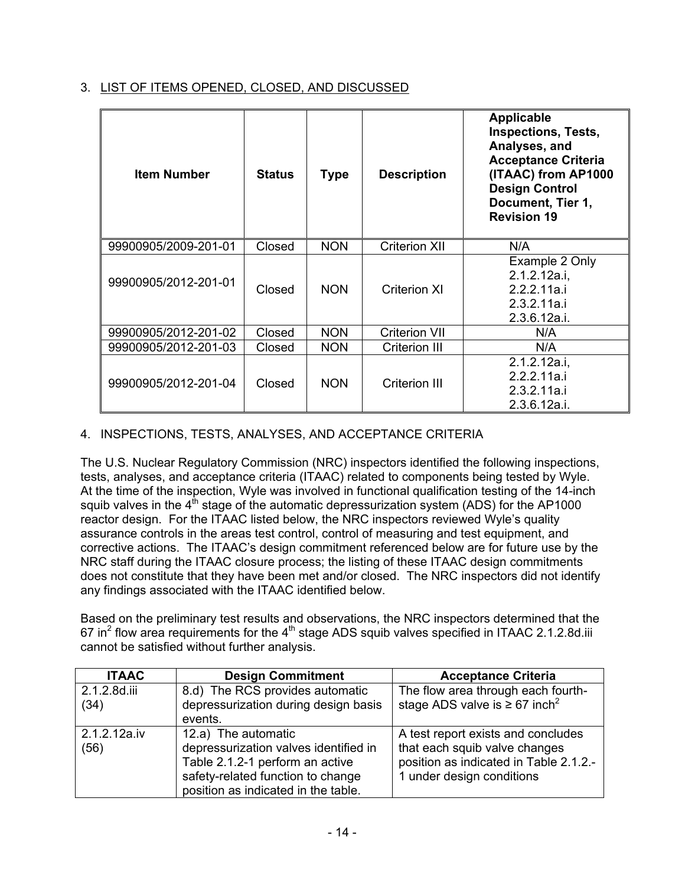## 3. LIST OF ITEMS OPENED, CLOSED, AND DISCUSSED

| Item Number | Status | Type | Description | Applicable Inspections, Tests, Analyses, and Acceptance Criteria (ITAAC) from AP1000 Design Control Document, Tier 1, Revision 19 |
|---|---|---|---|---|
| 99900905/2009-201-01 | Closed | NON | Criterion XII | N/A |
| 99900905/2012-201-01 | Closed | NON | Criterion XI | Example 2 Only 2.1.2.12a.i, 2.2.2.11a.i 2.3.2.11a.i 2.3.6.12a.i. |
| 99900905/2012-201-02 | Closed | NON | Criterion VII | N/A |
| 99900905/2012-201-03 | Closed | NON | Criterion III | N/A |
| 99900905/2012-201-04 | Closed | NON | Criterion III | 2.1.2.12a.i, 2.2.2.11a.i 2.3.2.11a.i 2.3.6.12a.i. |

## 4. INSPECTIONS, TESTS, ANALYSES, AND ACCEPTANCE CRITERIA

The U.S. Nuclear Regulatory Commission (NRC) inspectors identified the following inspections, tests, analyses, and acceptance criteria (ITAAC) related to components being tested by Wyle. At the time of the inspection, Wyle was involved in functional qualification testing of the 14-inch squib valves in the 4$^{th}$ stage of the automatic depressurization system (ADS) for the AP1000 reactor design. For the ITAAC listed below, the NRC inspectors reviewed Wyle's quality assurance controls in the areas test control, control of measuring and test equipment, and corrective actions. The ITAAC's design commitment referenced below are for future use by the NRC staff during the ITAAC closure process; the listing of these ITAAC design commitments does not constitute that they have been met and/or closed. The NRC inspectors did not identify any findings associated with the ITAAC identified below.

Based on the preliminary test results and observations, the NRC inspectors determined that the 67 in$^2$ flow area requirements for the 4$^{th}$ stage ADS squib valves specified in ITAAC 2.1.2.8d.iii cannot be satisfied without further analysis.

| ITAAC | Design Commitment | Acceptance Criteria |
|---|---|---|
| 2.1.2.8d.iii (34) | 8.d) The RCS provides automatic depressurization during design basis events. | The flow area through each fourth-stage ADS valve is ≥ 67 inch$^2$ |
| 2.1.2.12a.iv (56) | 12.a) The automatic depressurization valves identified in Table 2.1.2-1 perform an active safety-related function to change position as indicated in the table. | A test report exists and concludes that each squib valve changes position as indicated in Table 2.1.2.-1 under design conditions |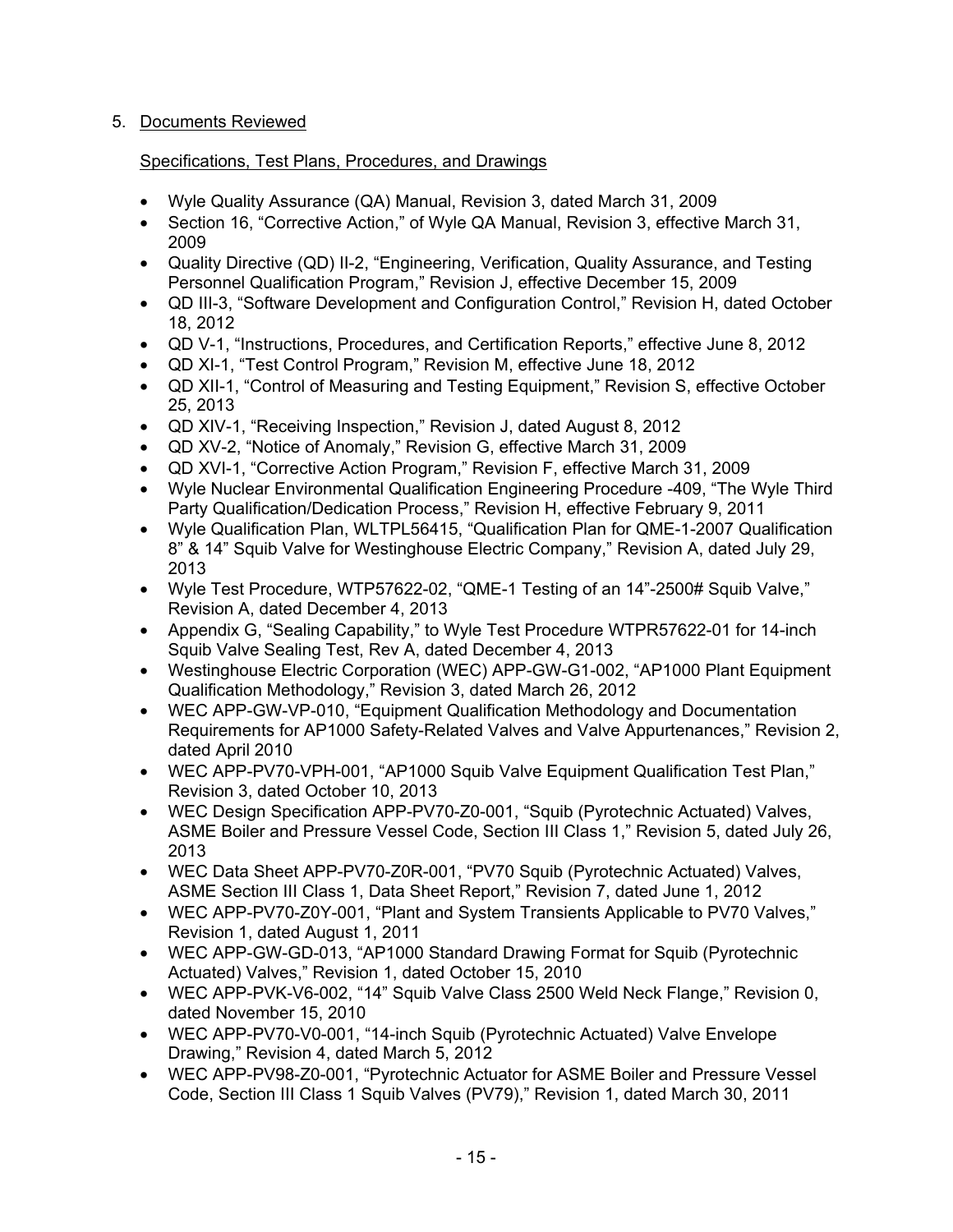5. Documents Reviewed

Specifications, Test Plans, Procedures, and Drawings

- Wyle Quality Assurance (QA) Manual, Revision 3, dated March 31, 2009
- Section 16, "Corrective Action," of Wyle QA Manual, Revision 3, effective March 31, 2009
- Quality Directive (QD) II-2, "Engineering, Verification, Quality Assurance, and Testing Personnel Qualification Program," Revision J, effective December 15, 2009
- QD III-3, "Software Development and Configuration Control," Revision H, dated October 18, 2012
- QD V-1, "Instructions, Procedures, and Certification Reports," effective June 8, 2012
- QD XI-1, "Test Control Program," Revision M, effective June 18, 2012
- QD XII-1, "Control of Measuring and Testing Equipment," Revision S, effective October 25, 2013
- QD XIV-1, "Receiving Inspection," Revision J, dated August 8, 2012
- QD XV-2, "Notice of Anomaly," Revision G, effective March 31, 2009
- QD XVI-1, "Corrective Action Program," Revision F, effective March 31, 2009
- Wyle Nuclear Environmental Qualification Engineering Procedure -409, "The Wyle Third Party Qualification/Dedication Process," Revision H, effective February 9, 2011
- Wyle Qualification Plan, WLTPL56415, "Qualification Plan for QME-1-2007 Qualification 8" & 14" Squib Valve for Westinghouse Electric Company," Revision A, dated July 29, 2013
- Wyle Test Procedure, WTP57622-02, "QME-1 Testing of an 14"-2500# Squib Valve," Revision A, dated December 4, 2013
- Appendix G, "Sealing Capability," to Wyle Test Procedure WTPR57622-01 for 14-inch Squib Valve Sealing Test, Rev A, dated December 4, 2013
- Westinghouse Electric Corporation (WEC) APP-GW-G1-002, "AP1000 Plant Equipment Qualification Methodology," Revision 3, dated March 26, 2012
- WEC APP-GW-VP-010, "Equipment Qualification Methodology and Documentation Requirements for AP1000 Safety-Related Valves and Valve Appurtenances," Revision 2, dated April 2010
- WEC APP-PV70-VPH-001, "AP1000 Squib Valve Equipment Qualification Test Plan," Revision 3, dated October 10, 2013
- WEC Design Specification APP-PV70-Z0-001, "Squib (Pyrotechnic Actuated) Valves, ASME Boiler and Pressure Vessel Code, Section III Class 1," Revision 5, dated July 26, 2013
- WEC Data Sheet APP-PV70-Z0R-001, "PV70 Squib (Pyrotechnic Actuated) Valves, ASME Section III Class 1, Data Sheet Report," Revision 7, dated June 1, 2012
- WEC APP-PV70-Z0Y-001, "Plant and System Transients Applicable to PV70 Valves," Revision 1, dated August 1, 2011
- WEC APP-GW-GD-013, "AP1000 Standard Drawing Format for Squib (Pyrotechnic Actuated) Valves," Revision 1, dated October 15, 2010
- WEC APP-PVK-V6-002, "14" Squib Valve Class 2500 Weld Neck Flange," Revision 0, dated November 15, 2010
- WEC APP-PV70-V0-001, "14-inch Squib (Pyrotechnic Actuated) Valve Envelope Drawing," Revision 4, dated March 5, 2012
- WEC APP-PV98-Z0-001, "Pyrotechnic Actuator for ASME Boiler and Pressure Vessel Code, Section III Class 1 Squib Valves (PV79)," Revision 1, dated March 30, 2011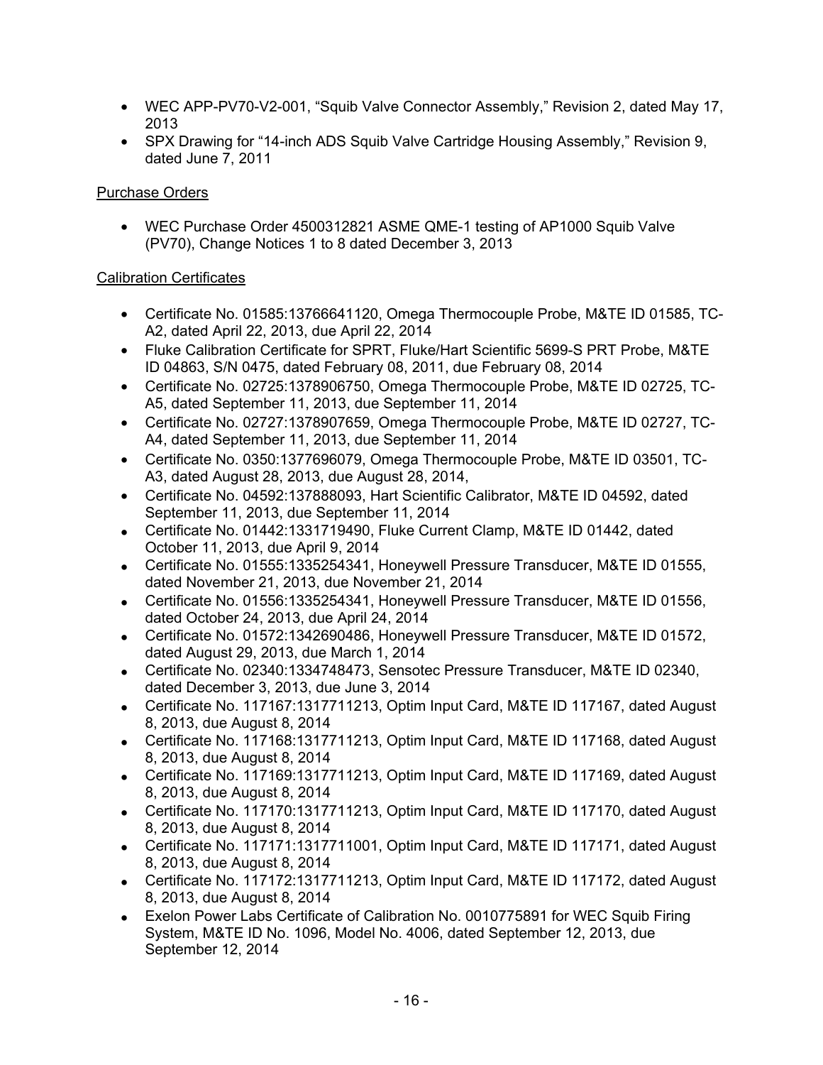- WEC APP-PV70-V2-001, "Squib Valve Connector Assembly," Revision 2, dated May 17, 2013
- SPX Drawing for "14-inch ADS Squib Valve Cartridge Housing Assembly," Revision 9, dated June 7, 2011

Purchase Orders

- WEC Purchase Order 4500312821 ASME QME-1 testing of AP1000 Squib Valve (PV70), Change Notices 1 to 8 dated December 3, 2013

Calibration Certificates

- Certificate No. 01585:13766641120, Omega Thermocouple Probe, M&TE ID 01585, TC-A2, dated April 22, 2013, due April 22, 2014
- Fluke Calibration Certificate for SPRT, Fluke/Hart Scientific 5699-S PRT Probe, M&TE ID 04863, S/N 0475, dated February 08, 2011, due February 08, 2014
- Certificate No. 02725:1378906750, Omega Thermocouple Probe, M&TE ID 02725, TC-A5, dated September 11, 2013, due September 11, 2014
- Certificate No. 02727:1378907659, Omega Thermocouple Probe, M&TE ID 02727, TC-A4, dated September 11, 2013, due September 11, 2014
- Certificate No. 0350:1377696079, Omega Thermocouple Probe, M&TE ID 03501, TC-A3, dated August 28, 2013, due August 28, 2014,
- Certificate No. 04592:137888093, Hart Scientific Calibrator, M&TE ID 04592, dated September 11, 2013, due September 11, 2014
- Certificate No. 01442:1331719490, Fluke Current Clamp, M&TE ID 01442, dated October 11, 2013, due April 9, 2014
- Certificate No. 01555:1335254341, Honeywell Pressure Transducer, M&TE ID 01555, dated November 21, 2013, due November 21, 2014
- Certificate No. 01556:1335254341, Honeywell Pressure Transducer, M&TE ID 01556, dated October 24, 2013, due April 24, 2014
- Certificate No. 01572:1342690486, Honeywell Pressure Transducer, M&TE ID 01572, dated August 29, 2013, due March 1, 2014
- Certificate No. 02340:1334748473, Sensotec Pressure Transducer, M&TE ID 02340, dated December 3, 2013, due June 3, 2014
- Certificate No. 117167:1317711213, Optim Input Card, M&TE ID 117167, dated August 8, 2013, due August 8, 2014
- Certificate No. 117168:1317711213, Optim Input Card, M&TE ID 117168, dated August 8, 2013, due August 8, 2014
- Certificate No. 117169:1317711213, Optim Input Card, M&TE ID 117169, dated August 8, 2013, due August 8, 2014
- Certificate No. 117170:1317711213, Optim Input Card, M&TE ID 117170, dated August 8, 2013, due August 8, 2014
- Certificate No. 117171:1317711001, Optim Input Card, M&TE ID 117171, dated August 8, 2013, due August 8, 2014
- Certificate No. 117172:1317711213, Optim Input Card, M&TE ID 117172, dated August 8, 2013, due August 8, 2014
- Exelon Power Labs Certificate of Calibration No. 0010775891 for WEC Squib Firing System, M&TE ID No. 1096, Model No. 4006, dated September 12, 2013, due September 12, 2014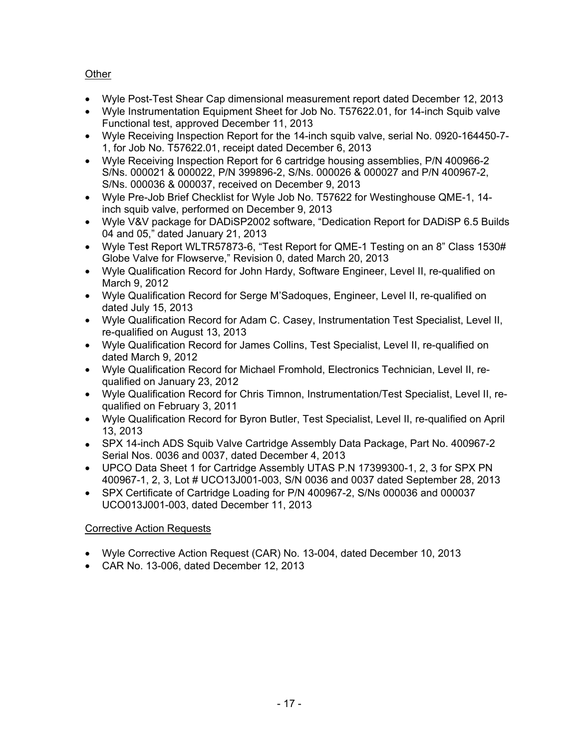Other

- Wyle Post-Test Shear Cap dimensional measurement report dated December 12, 2013
- Wyle Instrumentation Equipment Sheet for Job No. T57622.01, for 14-inch Squib valve Functional test, approved December 11, 2013
- Wyle Receiving Inspection Report for the 14-inch squib valve, serial No. 0920-164450-7-1, for Job No. T57622.01, receipt dated December 6, 2013
- Wyle Receiving Inspection Report for 6 cartridge housing assemblies, P/N 400966-2 S/Ns. 000021 & 000022, P/N 399896-2, S/Ns. 000026 & 000027 and P/N 400967-2, S/Ns. 000036 & 000037, received on December 9, 2013
- Wyle Pre-Job Brief Checklist for Wyle Job No. T57622 for Westinghouse QME-1, 14-inch squib valve, performed on December 9, 2013
- Wyle V&V package for DADiSP2002 software, "Dedication Report for DADiSP 6.5 Builds 04 and 05," dated January 21, 2013
- Wyle Test Report WLTR57873-6, "Test Report for QME-1 Testing on an 8" Class 1530# Globe Valve for Flowserve," Revision 0, dated March 20, 2013
- Wyle Qualification Record for John Hardy, Software Engineer, Level II, re-qualified on March 9, 2012
- Wyle Qualification Record for Serge M'Sadoques, Engineer, Level II, re-qualified on dated July 15, 2013
- Wyle Qualification Record for Adam C. Casey, Instrumentation Test Specialist, Level II, re-qualified on August 13, 2013
- Wyle Qualification Record for James Collins, Test Specialist, Level II, re-qualified on dated March 9, 2012
- Wyle Qualification Record for Michael Fromhold, Electronics Technician, Level II, re-qualified on January 23, 2012
- Wyle Qualification Record for Chris Timnon, Instrumentation/Test Specialist, Level II, re-qualified on February 3, 2011
- Wyle Qualification Record for Byron Butler, Test Specialist, Level II, re-qualified on April 13, 2013
- SPX 14-inch ADS Squib Valve Cartridge Assembly Data Package, Part No. 400967-2 Serial Nos. 0036 and 0037, dated December 4, 2013
- UPCO Data Sheet 1 for Cartridge Assembly UTAS P.N 17399300-1, 2, 3 for SPX PN 400967-1, 2, 3, Lot # UCO13J001-003, S/N 0036 and 0037 dated September 28, 2013
- SPX Certificate of Cartridge Loading for P/N 400967-2, S/Ns 000036 and 000037 UCO013J001-003, dated December 11, 2013

Corrective Action Requests

- Wyle Corrective Action Request (CAR) No. 13-004, dated December 10, 2013
- CAR No. 13-006, dated December 12, 2013